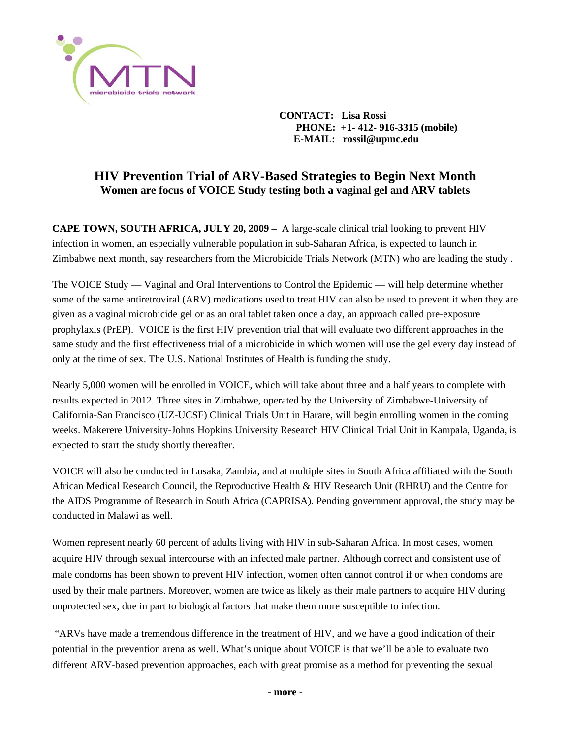**CONTACT: Lisa Rossi**
**PHONE: +1- 412- 916-3315 (mobile)**
**E-MAIL: rossil@upmc.edu**

# HIV Prevention Trial of ARV-Based Strategies to Begin Next Month

## Women are focus of VOICE Study testing both a vaginal gel and ARV tablets

**CAPE TOWN, SOUTH AFRICA, JULY 20, 2009 –** A large-scale clinical trial looking to prevent HIV infection in women, an especially vulnerable population in sub-Saharan Africa, is expected to launch in Zimbabwe next month, say researchers from the Microbicide Trials Network (MTN) who are leading the study .

The VOICE Study — Vaginal and Oral Interventions to Control the Epidemic — will help determine whether some of the same antiretroviral (ARV) medications used to treat HIV can also be used to prevent it when they are given as a vaginal microbicide gel or as an oral tablet taken once a day, an approach called pre-exposure prophylaxis (PrEP). VOICE is the first HIV prevention trial that will evaluate two different approaches in the same study and the first effectiveness trial of a microbicide in which women will use the gel every day instead of only at the time of sex. The U.S. National Institutes of Health is funding the study.

Nearly 5,000 women will be enrolled in VOICE, which will take about three and a half years to complete with results expected in 2012. Three sites in Zimbabwe, operated by the University of Zimbabwe-University of California-San Francisco (UZ-UCSF) Clinical Trials Unit in Harare, will begin enrolling women in the coming weeks. Makerere University-Johns Hopkins University Research HIV Clinical Trial Unit in Kampala, Uganda, is expected to start the study shortly thereafter.

VOICE will also be conducted in Lusaka, Zambia, and at multiple sites in South Africa affiliated with the South African Medical Research Council, the Reproductive Health & HIV Research Unit (RHRU) and the Centre for the AIDS Programme of Research in South Africa (CAPRISA). Pending government approval, the study may be conducted in Malawi as well.

Women represent nearly 60 percent of adults living with HIV in sub-Saharan Africa. In most cases, women acquire HIV through sexual intercourse with an infected male partner. Although correct and consistent use of male condoms has been shown to prevent HIV infection, women often cannot control if or when condoms are used by their male partners. Moreover, women are twice as likely as their male partners to acquire HIV during unprotected sex, due in part to biological factors that make them more susceptible to infection.

"ARVs have made a tremendous difference in the treatment of HIV, and we have a good indication of their potential in the prevention arena as well. What's unique about VOICE is that we'll be able to evaluate two different ARV-based prevention approaches, each with great promise as a method for preventing the sexual

- more -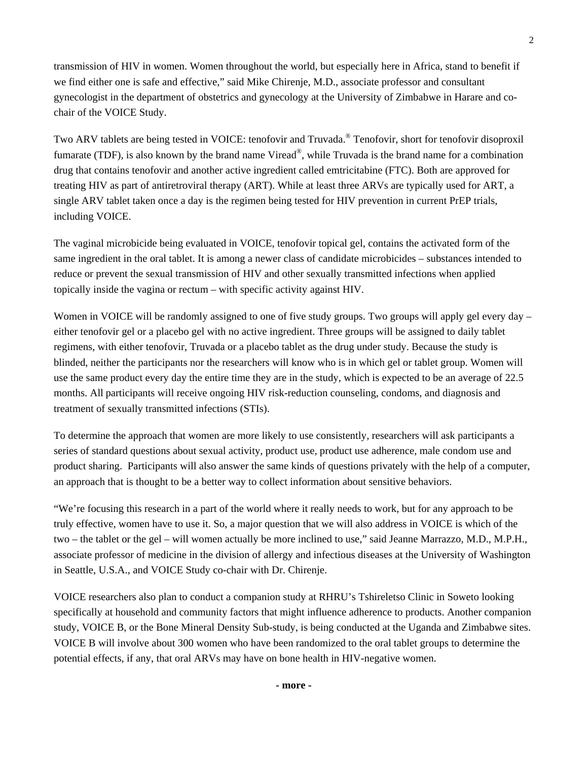transmission of HIV in women. Women throughout the world, but especially here in Africa, stand to benefit if we find either one is safe and effective," said Mike Chirenje, M.D., associate professor and consultant gynecologist in the department of obstetrics and gynecology at the University of Zimbabwe in Harare and co-chair of the VOICE Study.

Two ARV tablets are being tested in VOICE: tenofovir and Truvada.® Tenofovir, short for tenofovir disoproxil fumarate (TDF), is also known by the brand name Viread®, while Truvada is the brand name for a combination drug that contains tenofovir and another active ingredient called emtricitabine (FTC). Both are approved for treating HIV as part of antiretroviral therapy (ART). While at least three ARVs are typically used for ART, a single ARV tablet taken once a day is the regimen being tested for HIV prevention in current PrEP trials, including VOICE.

The vaginal microbicide being evaluated in VOICE, tenofovir topical gel, contains the activated form of the same ingredient in the oral tablet. It is among a newer class of candidate microbicides – substances intended to reduce or prevent the sexual transmission of HIV and other sexually transmitted infections when applied topically inside the vagina or rectum – with specific activity against HIV.

Women in VOICE will be randomly assigned to one of five study groups. Two groups will apply gel every day – either tenofovir gel or a placebo gel with no active ingredient. Three groups will be assigned to daily tablet regimens, with either tenofovir, Truvada or a placebo tablet as the drug under study. Because the study is blinded, neither the participants nor the researchers will know who is in which gel or tablet group. Women will use the same product every day the entire time they are in the study, which is expected to be an average of 22.5 months. All participants will receive ongoing HIV risk-reduction counseling, condoms, and diagnosis and treatment of sexually transmitted infections (STIs).

To determine the approach that women are more likely to use consistently, researchers will ask participants a series of standard questions about sexual activity, product use, product use adherence, male condom use and product sharing. Participants will also answer the same kinds of questions privately with the help of a computer, an approach that is thought to be a better way to collect information about sensitive behaviors.

"We're focusing this research in a part of the world where it really needs to work, but for any approach to be truly effective, women have to use it. So, a major question that we will also address in VOICE is which of the two – the tablet or the gel – will women actually be more inclined to use," said Jeanne Marrazzo, M.D., M.P.H., associate professor of medicine in the division of allergy and infectious diseases at the University of Washington in Seattle, U.S.A., and VOICE Study co-chair with Dr. Chirenje.

VOICE researchers also plan to conduct a companion study at RHRU's Tshireletso Clinic in Soweto looking specifically at household and community factors that might influence adherence to products. Another companion study, VOICE B, or the Bone Mineral Density Sub-study, is being conducted at the Uganda and Zimbabwe sites. VOICE B will involve about 300 women who have been randomized to the oral tablet groups to determine the potential effects, if any, that oral ARVs may have on bone health in HIV-negative women.

**- more -**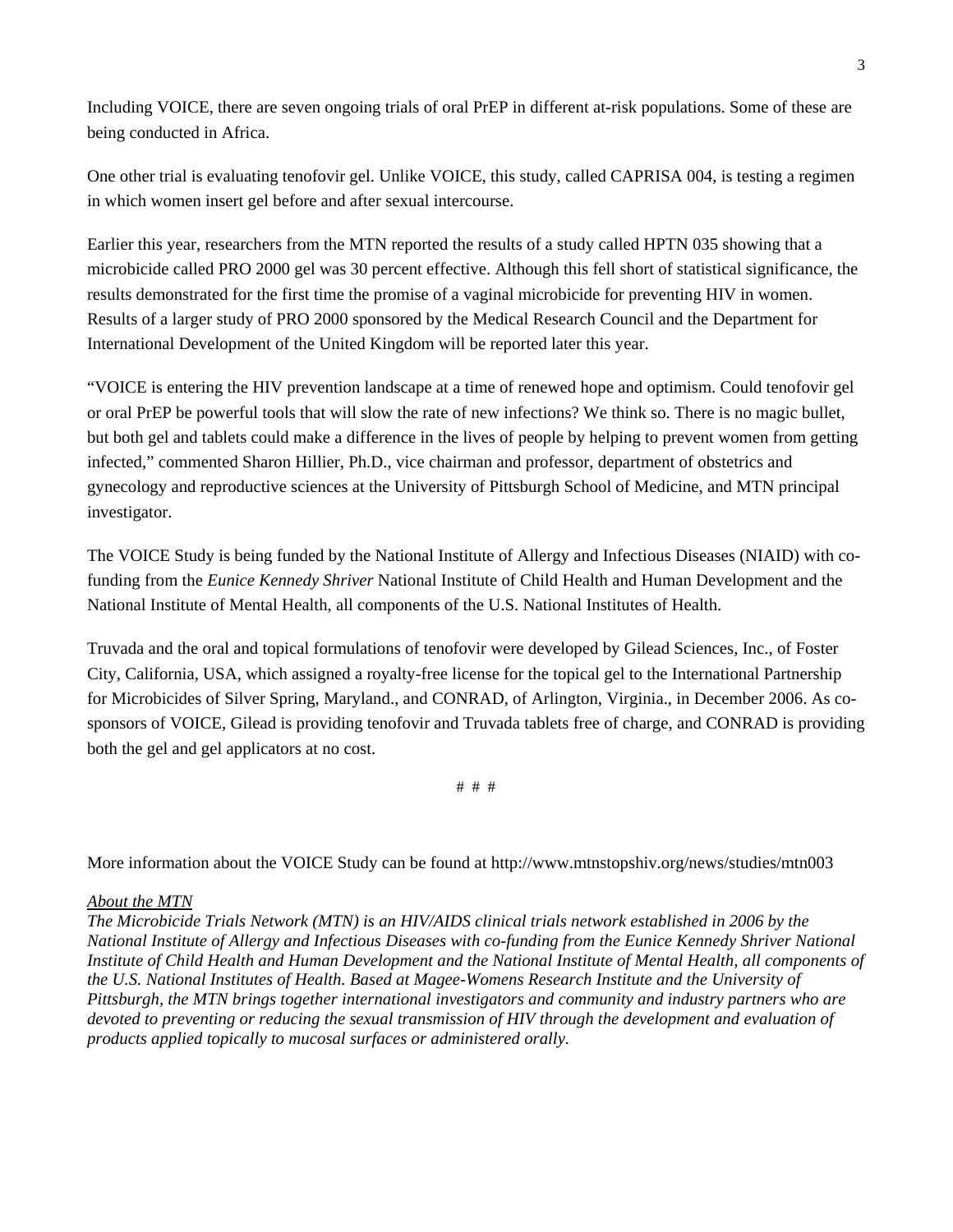Including VOICE, there are seven ongoing trials of oral PrEP in different at-risk populations. Some of these are being conducted in Africa.

One other trial is evaluating tenofovir gel. Unlike VOICE, this study, called CAPRISA 004, is testing a regimen in which women insert gel before and after sexual intercourse.

Earlier this year, researchers from the MTN reported the results of a study called HPTN 035 showing that a microbicide called PRO 2000 gel was 30 percent effective. Although this fell short of statistical significance, the results demonstrated for the first time the promise of a vaginal microbicide for preventing HIV in women. Results of a larger study of PRO 2000 sponsored by the Medical Research Council and the Department for International Development of the United Kingdom will be reported later this year.

"VOICE is entering the HIV prevention landscape at a time of renewed hope and optimism. Could tenofovir gel or oral PrEP be powerful tools that will slow the rate of new infections? We think so. There is no magic bullet, but both gel and tablets could make a difference in the lives of people by helping to prevent women from getting infected," commented Sharon Hillier, Ph.D., vice chairman and professor, department of obstetrics and gynecology and reproductive sciences at the University of Pittsburgh School of Medicine, and MTN principal investigator.

The VOICE Study is being funded by the National Institute of Allergy and Infectious Diseases (NIAID) with co-funding from the *Eunice Kennedy Shriver* National Institute of Child Health and Human Development and the National Institute of Mental Health, all components of the U.S. National Institutes of Health.

Truvada and the oral and topical formulations of tenofovir were developed by Gilead Sciences, Inc., of Foster City, California, USA, which assigned a royalty-free license for the topical gel to the International Partnership for Microbicides of Silver Spring, Maryland., and CONRAD, of Arlington, Virginia., in December 2006. As co-sponsors of VOICE, Gilead is providing tenofovir and Truvada tablets free of charge, and CONRAD is providing both the gel and gel applicators at no cost.

# # #

More information about the VOICE Study can be found at http://www.mtnstopshiv.org/news/studies/mtn003

*About the MTN*

*The Microbicide Trials Network (MTN) is an HIV/AIDS clinical trials network established in 2006 by the National Institute of Allergy and Infectious Diseases with co-funding from the Eunice Kennedy Shriver National Institute of Child Health and Human Development and the National Institute of Mental Health, all components of the U.S. National Institutes of Health. Based at Magee-Womens Research Institute and the University of Pittsburgh, the MTN brings together international investigators and community and industry partners who are devoted to preventing or reducing the sexual transmission of HIV through the development and evaluation of products applied topically to mucosal surfaces or administered orally.*